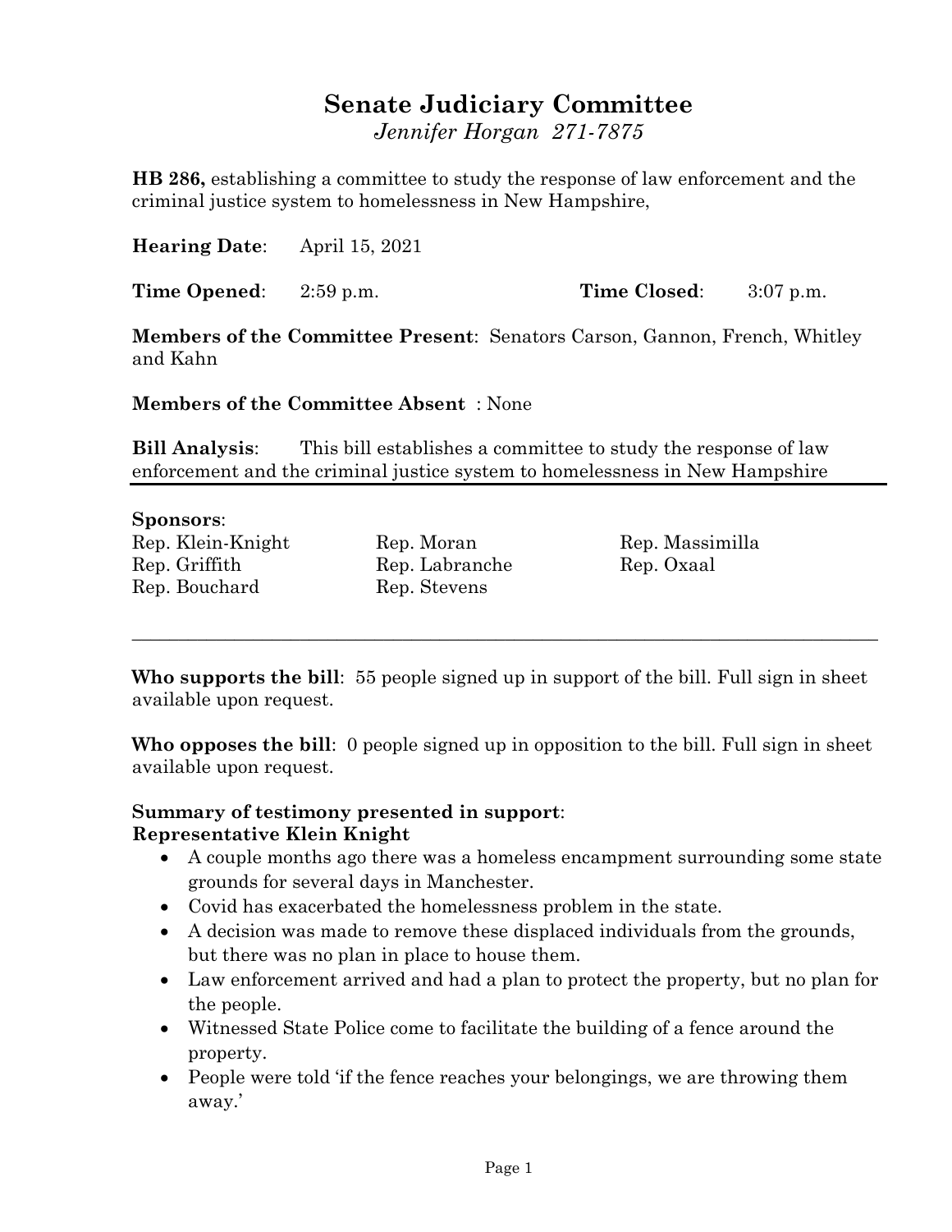# Senate Judiciary Committee

*Jennifer Horgan 271-7875*

**HB 286,** establishing a committee to study the response of law enforcement and the criminal justice system to homelessness in New Hampshire,

**Hearing Date**: April 15, 2021

**Time Opened**: 2:59 p.m. **Time Closed**: 3:07 p.m.

**Members of the Committee Present**: Senators Carson, Gannon, French, Whitley and Kahn

**Members of the Committee Absent** : None

**Bill Analysis**: This bill establishes a committee to study the response of law enforcement and the criminal justice system to homelessness in New Hampshire

---

**Sponsors**:

Rep. Klein-Knight
Rep. Griffith
Rep. Bouchard
Rep. Moran
Rep. Labranche
Rep. Stevens
Rep. Massimilla
Rep. Oxaal

---

**Who supports the bill**: 55 people signed up in support of the bill. Full sign in sheet available upon request.

**Who opposes the bill**: 0 people signed up in opposition to the bill. Full sign in sheet available upon request.

**Summary of testimony presented in support**:
**Representative Klein Knight**

- A couple months ago there was a homeless encampment surrounding some state grounds for several days in Manchester.
- Covid has exacerbated the homelessness problem in the state.
- A decision was made to remove these displaced individuals from the grounds, but there was no plan in place to house them.
- Law enforcement arrived and had a plan to protect the property, but no plan for the people.
- Witnessed State Police come to facilitate the building of a fence around the property.
- People were told 'if the fence reaches your belongings, we are throwing them away.'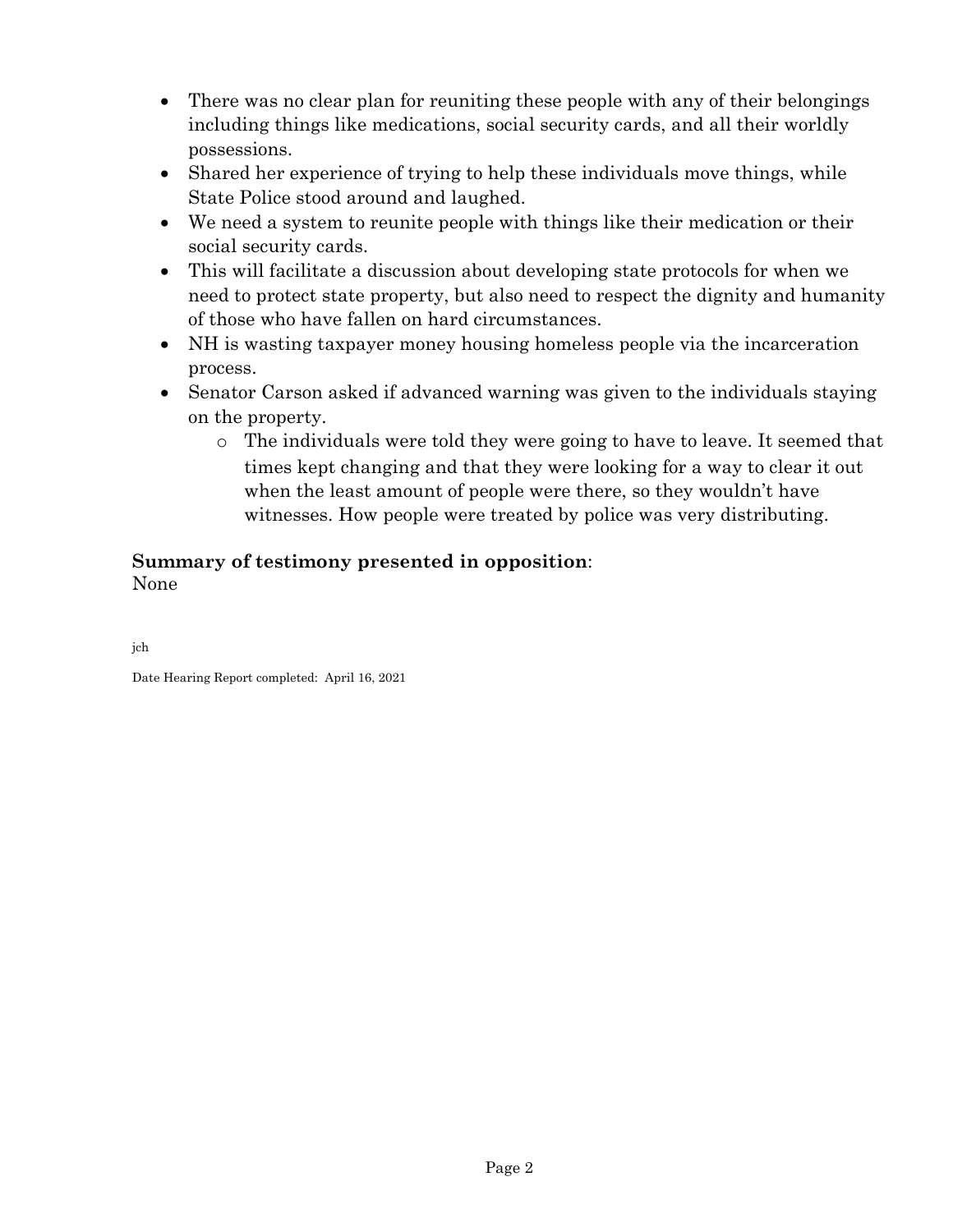- There was no clear plan for reuniting these people with any of their belongings including things like medications, social security cards, and all their worldly possessions.
- Shared her experience of trying to help these individuals move things, while State Police stood around and laughed.
- We need a system to reunite people with things like their medication or their social security cards.
- This will facilitate a discussion about developing state protocols for when we need to protect state property, but also need to respect the dignity and humanity of those who have fallen on hard circumstances.
- NH is wasting taxpayer money housing homeless people via the incarceration process.
- Senator Carson asked if advanced warning was given to the individuals staying on the property.
    - The individuals were told they were going to have to leave. It seemed that times kept changing and that they were looking for a way to clear it out when the least amount of people were there, so they wouldn't have witnesses. How people were treated by police was very distributing.

**Summary of testimony presented in opposition**:
None

jch

Date Hearing Report completed: April 16, 2021